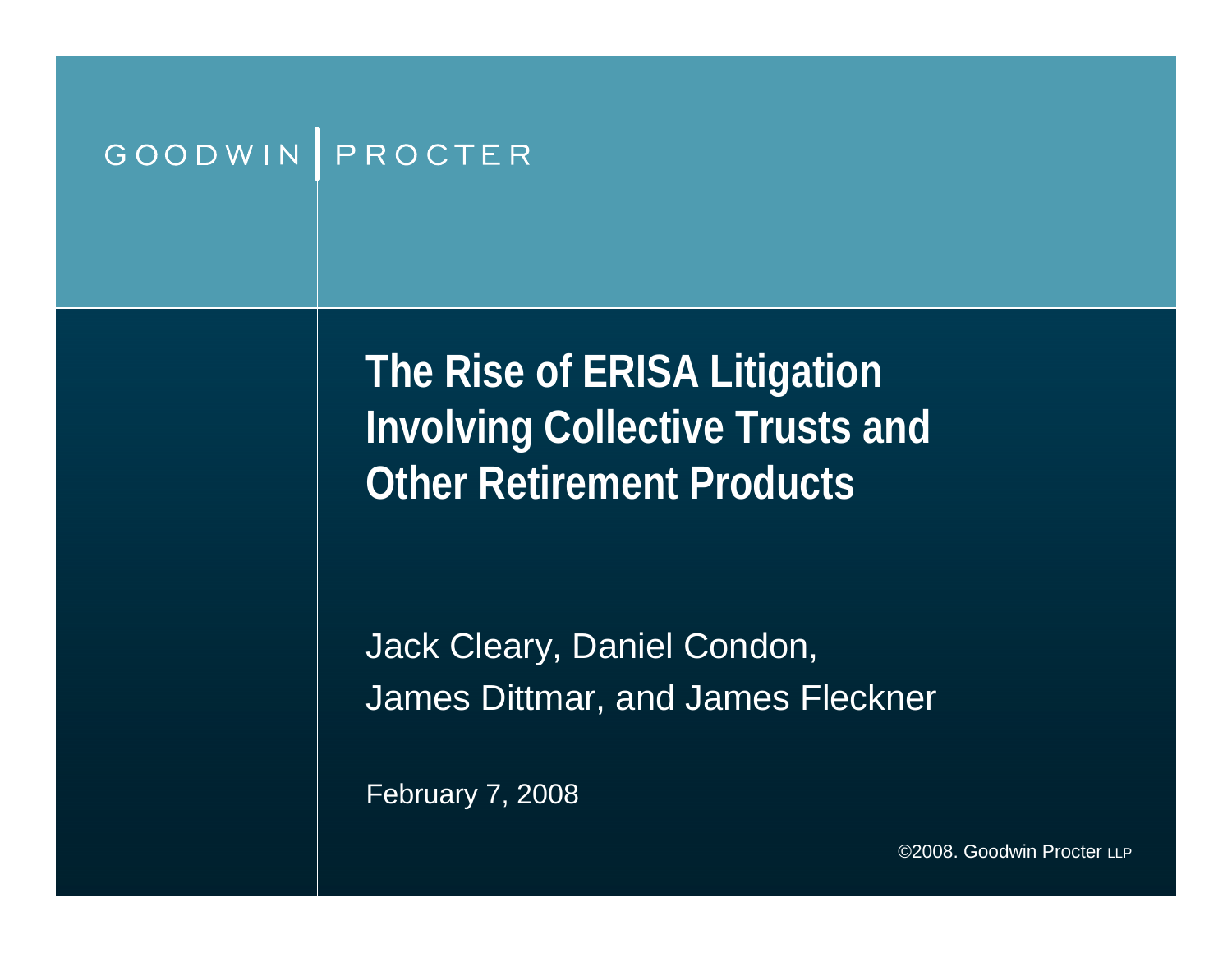GOODWIN | PROCTER

# The Rise of ERISA Litigation Involving Collective Trusts and Other Retirement Products

Jack Cleary, Daniel Condon,
James Dittmar, and James Fleckner

February 7, 2008

©2008. Goodwin Procter LLP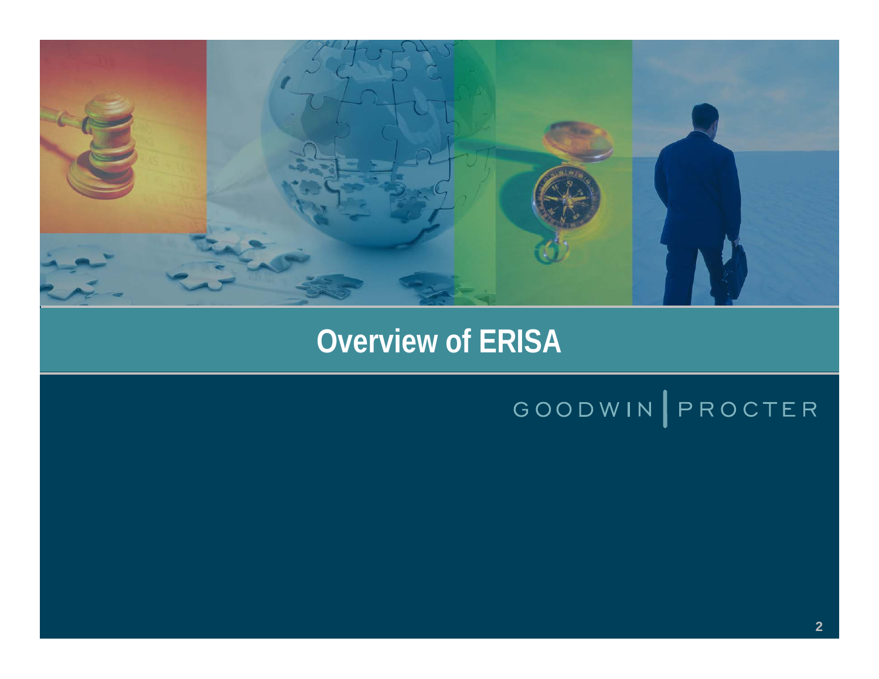# Overview of ERISA

GOODWIN | PROCTER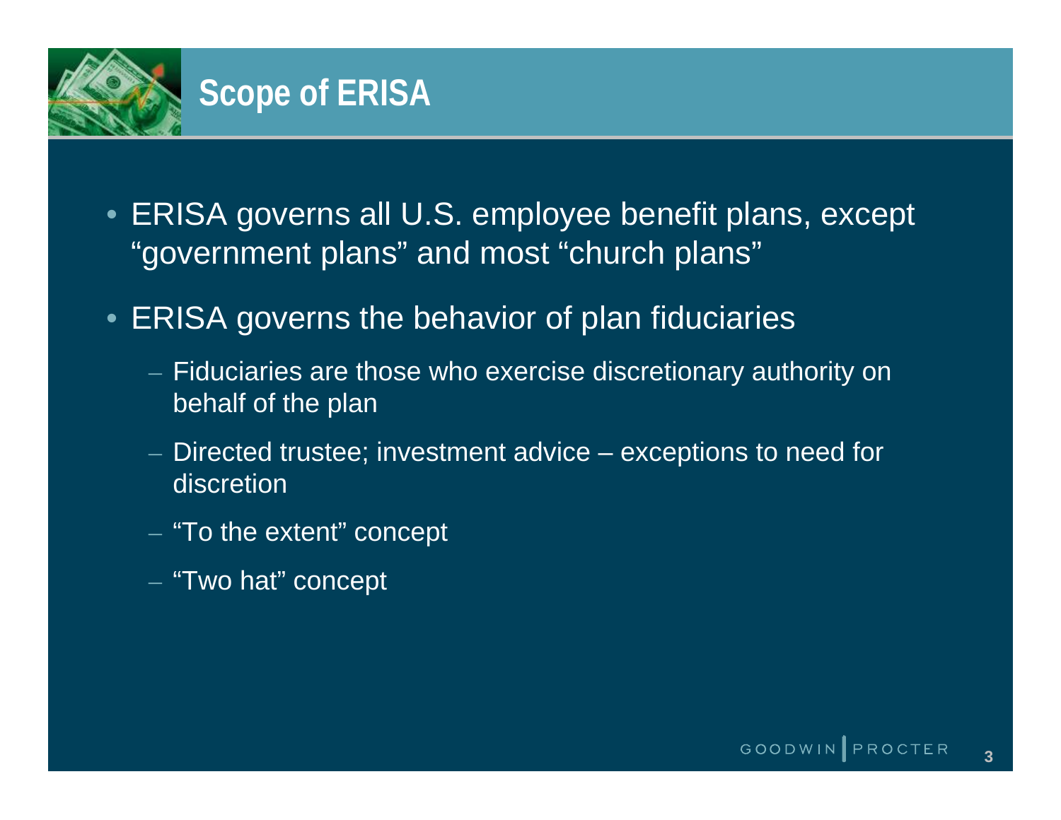# Scope of ERISA

- ERISA governs all U.S. employee benefit plans, except "government plans" and most "church plans"
- ERISA governs the behavior of plan fiduciaries
  - Fiduciaries are those who exercise discretionary authority on behalf of the plan
  - Directed trustee; investment advice – exceptions to need for discretion
  - "To the extent" concept
  - "Two hat" concept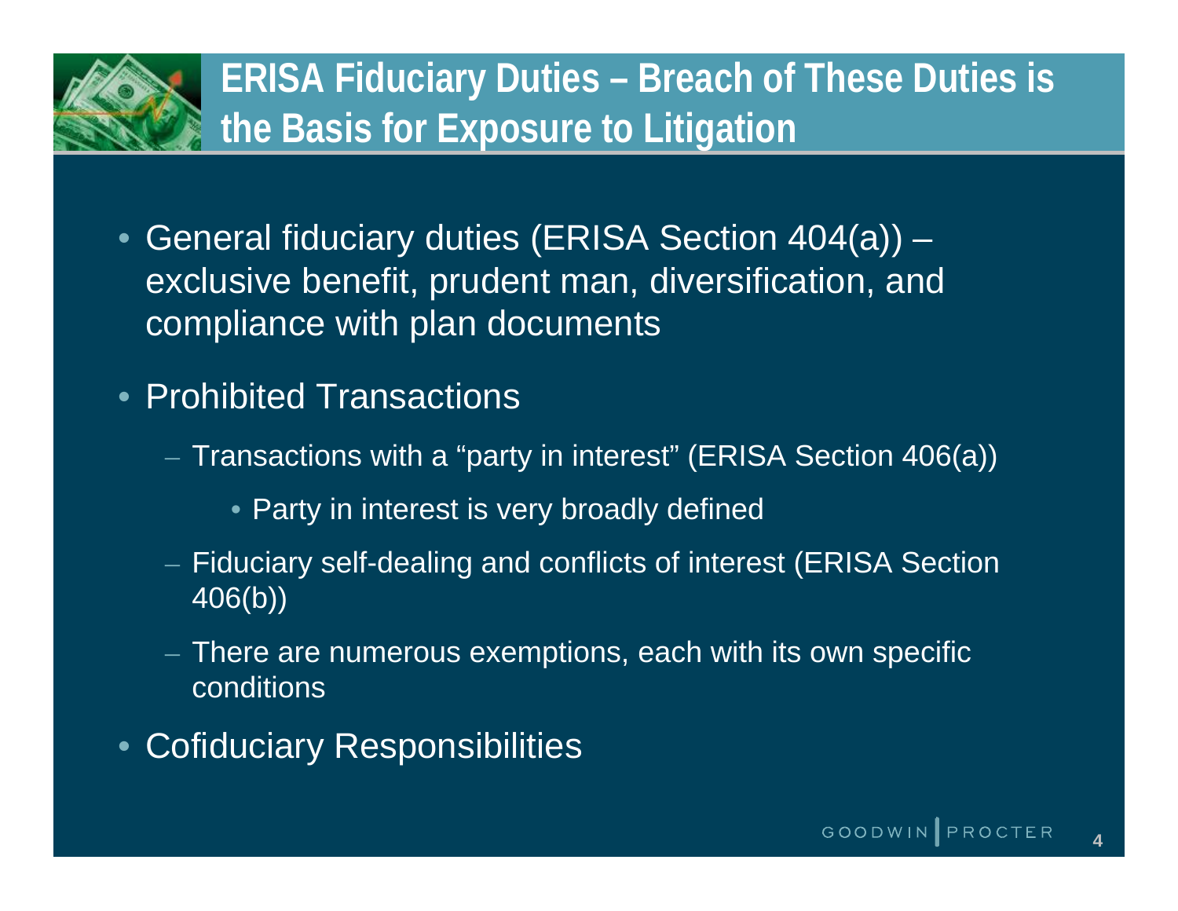# ERISA Fiduciary Duties – Breach of These Duties is the Basis for Exposure to Litigation

- General fiduciary duties (ERISA Section 404(a)) – exclusive benefit, prudent man, diversification, and compliance with plan documents
- Prohibited Transactions
  - Transactions with a "party in interest" (ERISA Section 406(a))
    - Party in interest is very broadly defined
  - Fiduciary self-dealing and conflicts of interest (ERISA Section 406(b))
  - There are numerous exemptions, each with its own specific conditions
- Cofiduciary Responsibilities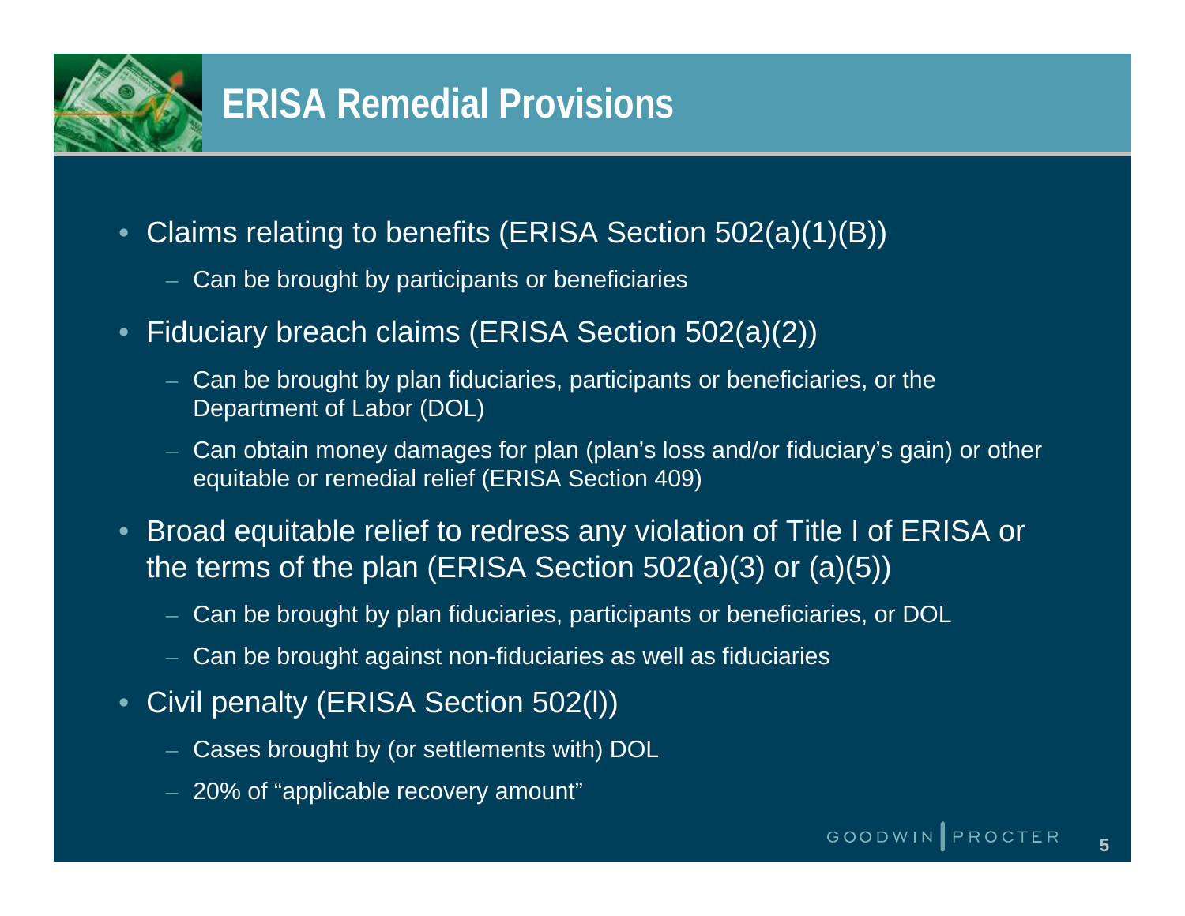# ERISA Remedial Provisions

- Claims relating to benefits (ERISA Section 502(a)(1)(B))
  - Can be brought by participants or beneficiaries
- Fiduciary breach claims (ERISA Section 502(a)(2))
  - Can be brought by plan fiduciaries, participants or beneficiaries, or the Department of Labor (DOL)
  - Can obtain money damages for plan (plan's loss and/or fiduciary's gain) or other equitable or remedial relief (ERISA Section 409)
- Broad equitable relief to redress any violation of Title I of ERISA or the terms of the plan (ERISA Section 502(a)(3) or (a)(5))
  - Can be brought by plan fiduciaries, participants or beneficiaries, or DOL
  - Can be brought against non-fiduciaries as well as fiduciaries
- Civil penalty (ERISA Section 502(l))
  - Cases brought by (or settlements with) DOL
  - 20% of "applicable recovery amount"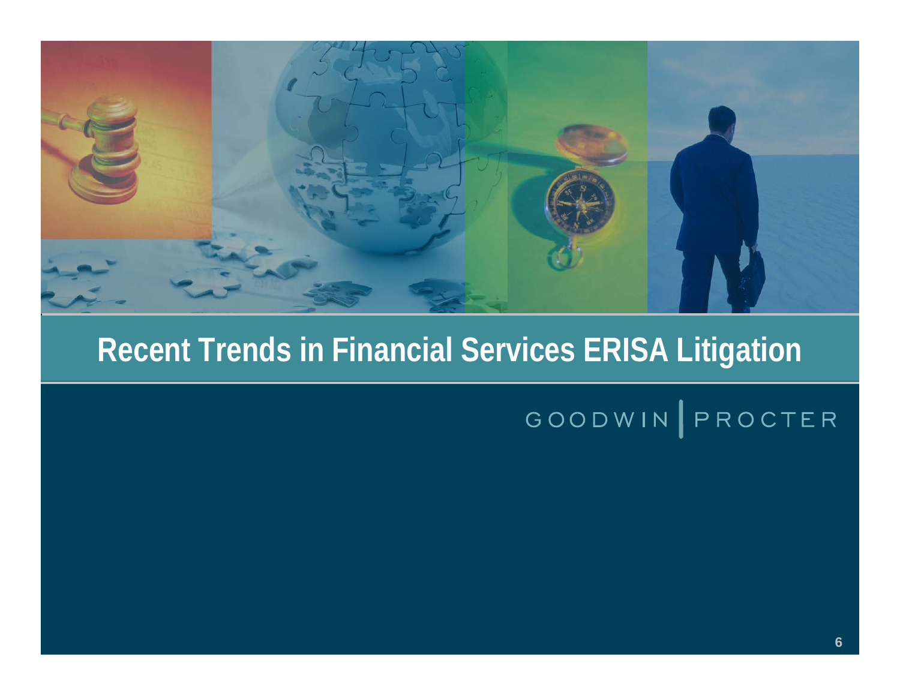# Recent Trends in Financial Services ERISA Litigation

GOODWIN | PROCTER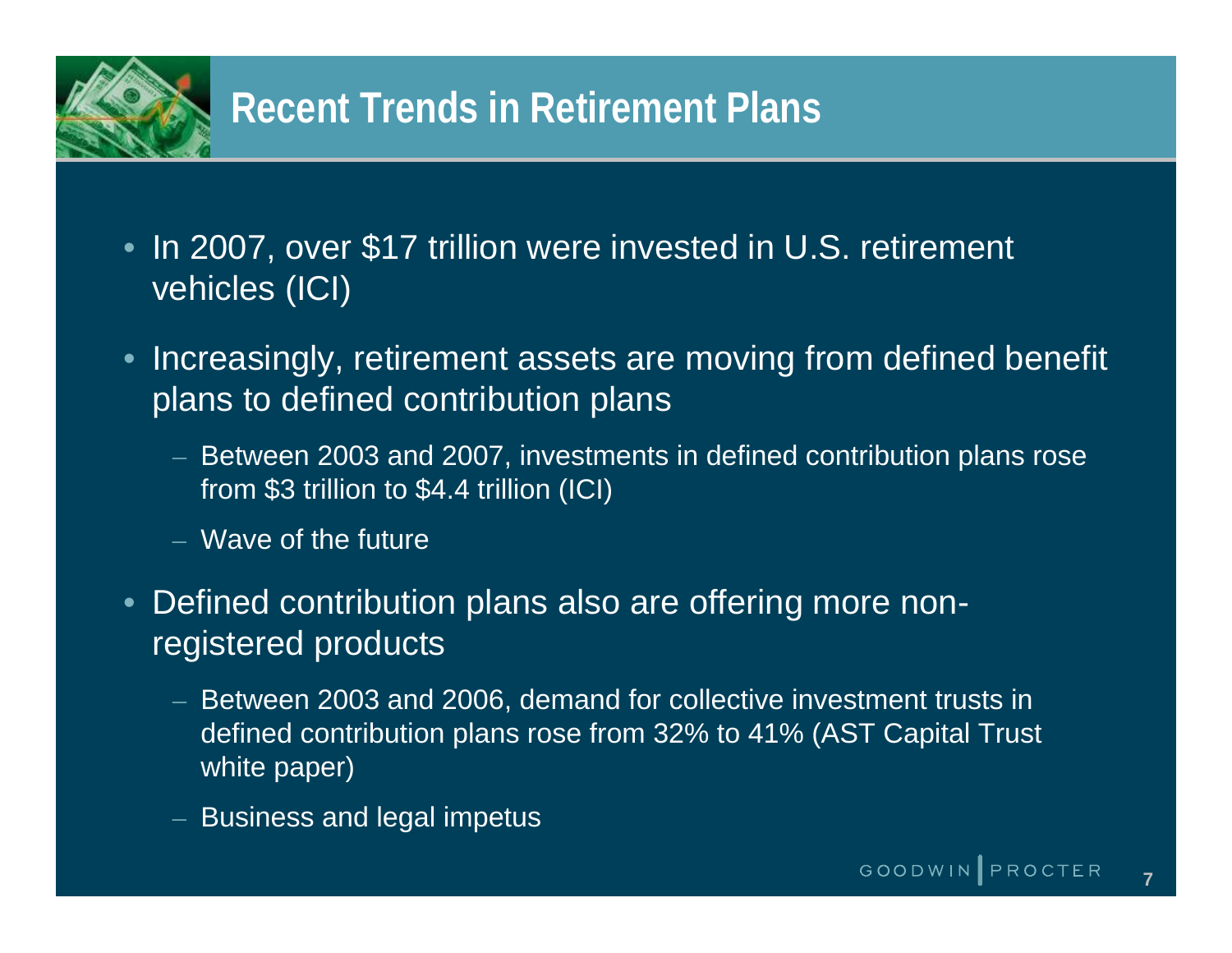# Recent Trends in Retirement Plans

- In 2007, over $17 trillion were invested in U.S. retirement vehicles (ICI)
- Increasingly, retirement assets are moving from defined benefit plans to defined contribution plans
  - Between 2003 and 2007, investments in defined contribution plans rose from $3 trillion to $4.4 trillion (ICI)
  - Wave of the future
- Defined contribution plans also are offering more non-registered products
  - Between 2003 and 2006, demand for collective investment trusts in defined contribution plans rose from 32% to 41% (AST Capital Trust white paper)
  - Business and legal impetus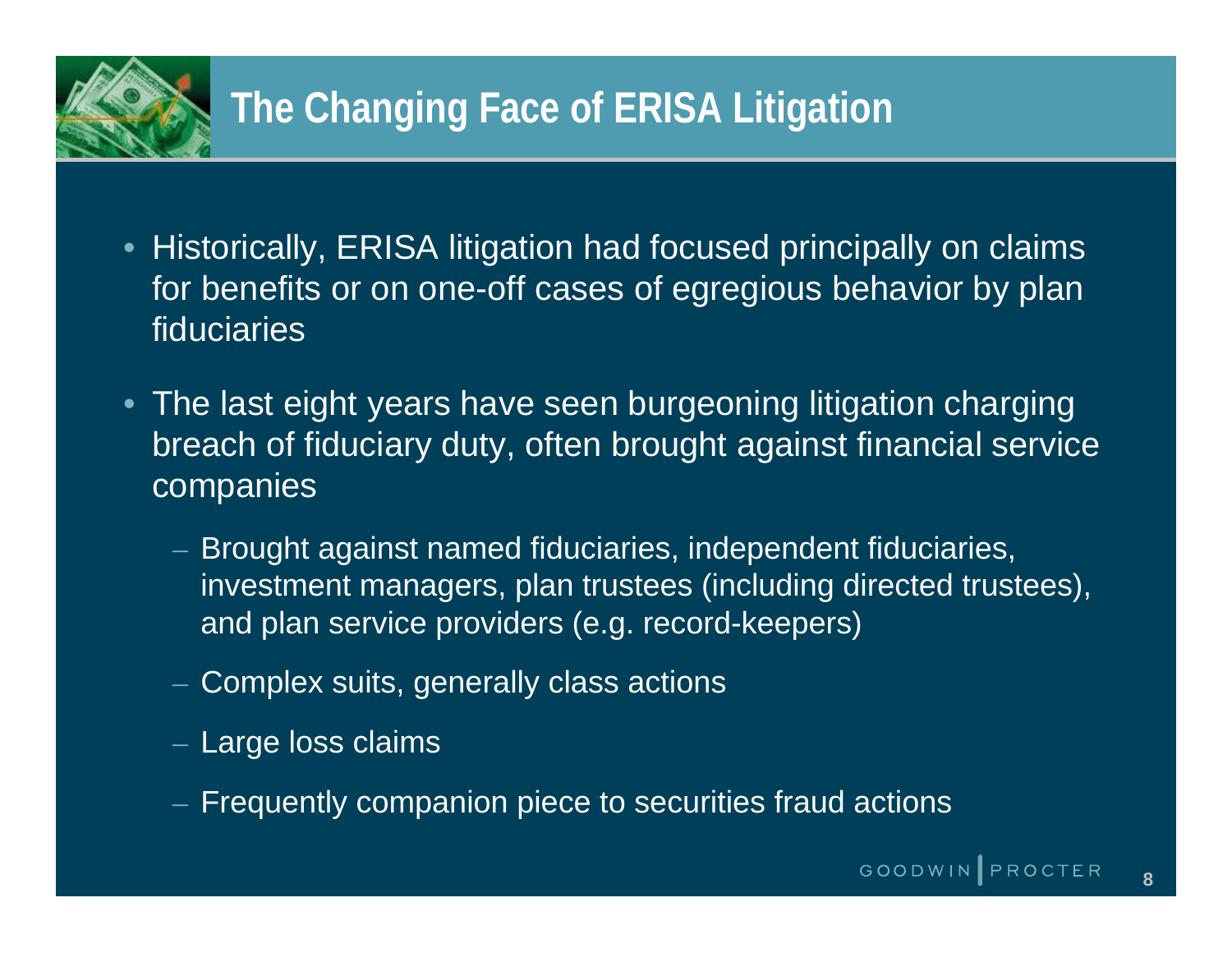# The Changing Face of ERISA Litigation

- Historically, ERISA litigation had focused principally on claims for benefits or on one-off cases of egregious behavior by plan fiduciaries
- The last eight years have seen burgeoning litigation charging breach of fiduciary duty, often brought against financial service companies
  - Brought against named fiduciaries, independent fiduciaries, investment managers, plan trustees (including directed trustees), and plan service providers (e.g. record-keepers)
  - Complex suits, generally class actions
  - Large loss claims
  - Frequently companion piece to securities fraud actions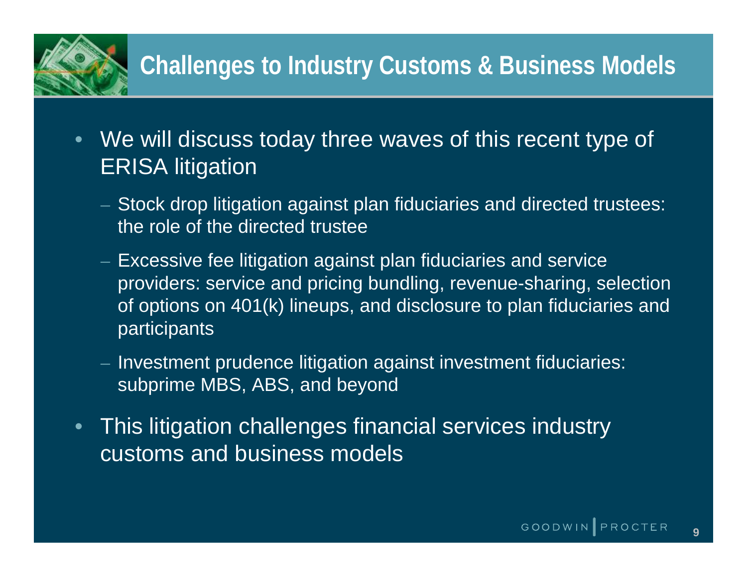# Challenges to Industry Customs & Business Models

- We will discuss today three waves of this recent type of ERISA litigation
  - Stock drop litigation against plan fiduciaries and directed trustees: the role of the directed trustee
  - Excessive fee litigation against plan fiduciaries and service providers: service and pricing bundling, revenue-sharing, selection of options on 401(k) lineups, and disclosure to plan fiduciaries and participants
  - Investment prudence litigation against investment fiduciaries: subprime MBS, ABS, and beyond
- This litigation challenges financial services industry customs and business models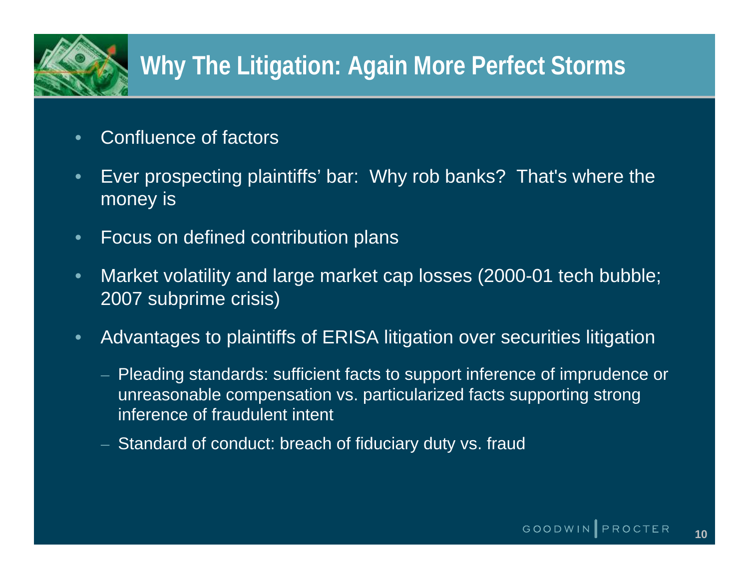# Why The Litigation: Again More Perfect Storms

- Confluence of factors
- Ever prospecting plaintiffs' bar: Why rob banks? That's where the money is
- Focus on defined contribution plans
- Market volatility and large market cap losses (2000-01 tech bubble; 2007 subprime crisis)
- Advantages to plaintiffs of ERISA litigation over securities litigation
  - Pleading standards: sufficient facts to support inference of imprudence or unreasonable compensation vs. particularized facts supporting strong inference of fraudulent intent
  - Standard of conduct: breach of fiduciary duty vs. fraud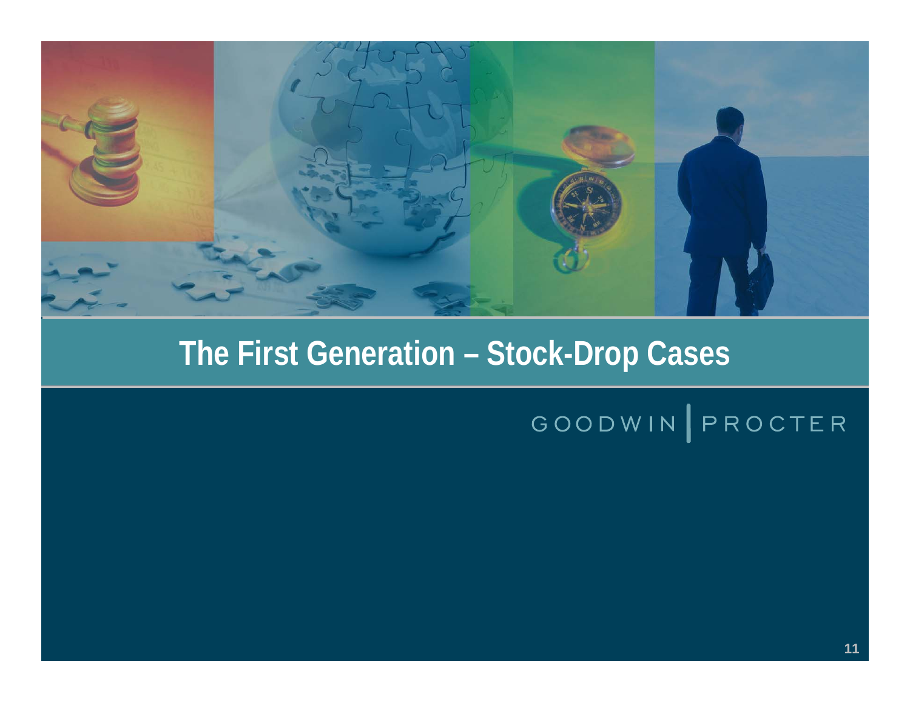# The First Generation – Stock-Drop Cases

GOODWIN | PROCTER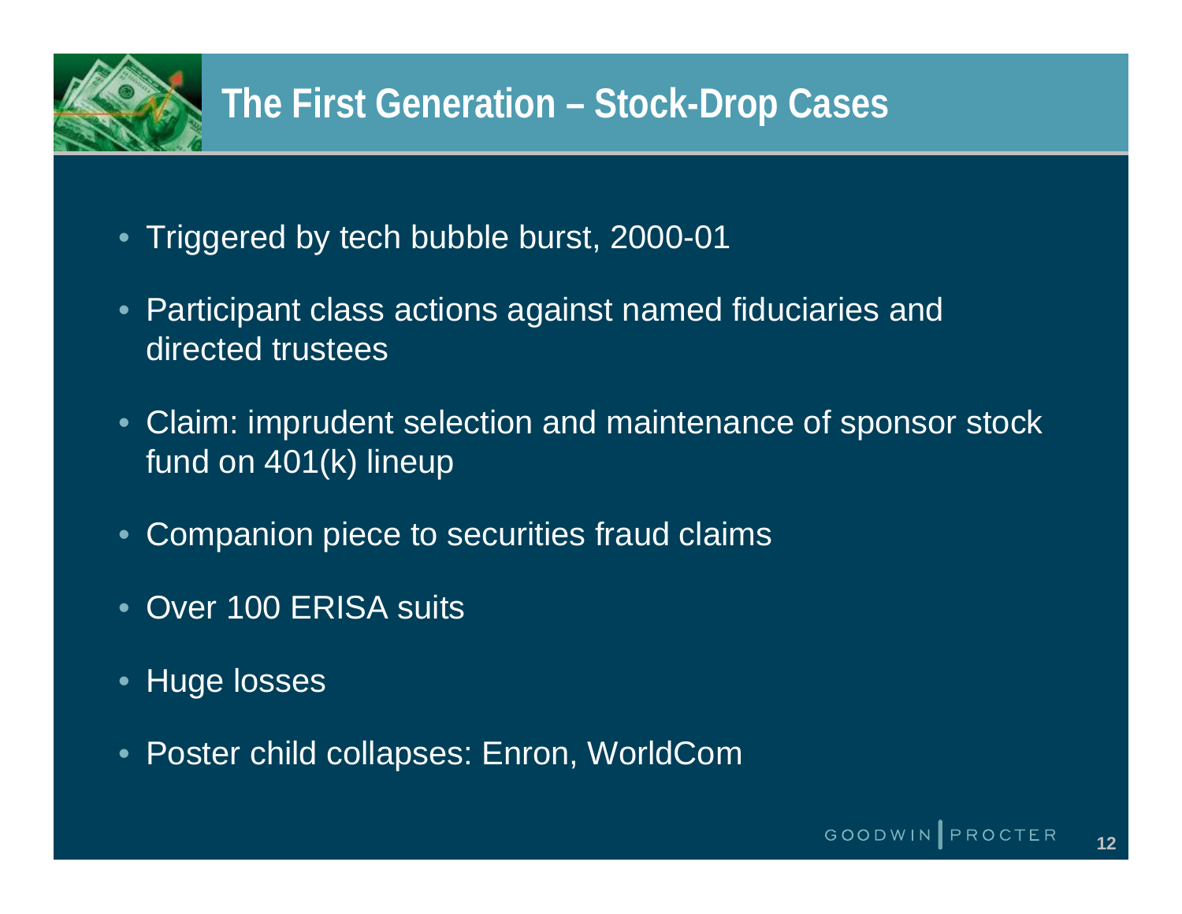# The First Generation – Stock-Drop Cases

- Triggered by tech bubble burst, 2000-01
- Participant class actions against named fiduciaries and directed trustees
- Claim: imprudent selection and maintenance of sponsor stock fund on 401(k) lineup
- Companion piece to securities fraud claims
- Over 100 ERISA suits
- Huge losses
- Poster child collapses: Enron, WorldCom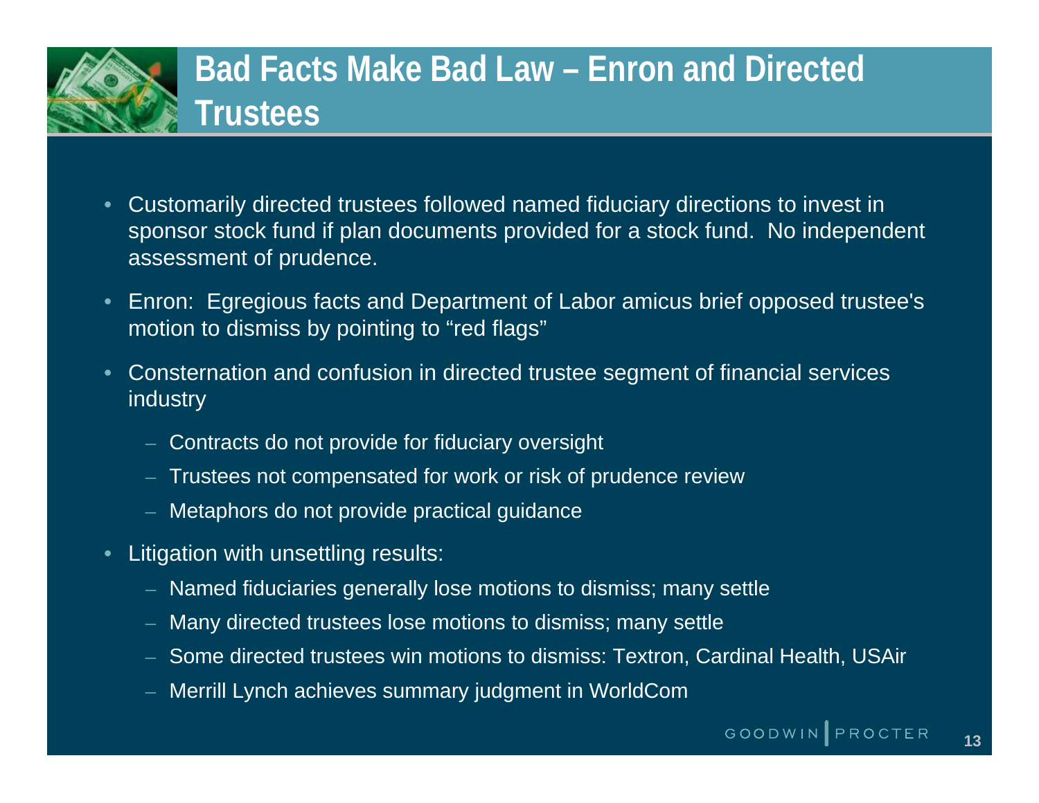# Bad Facts Make Bad Law – Enron and Directed Trustees

- Customarily directed trustees followed named fiduciary directions to invest in sponsor stock fund if plan documents provided for a stock fund. No independent assessment of prudence.
- Enron: Egregious facts and Department of Labor amicus brief opposed trustee's motion to dismiss by pointing to "red flags"
- Consternation and confusion in directed trustee segment of financial services industry
  - Contracts do not provide for fiduciary oversight
  - Trustees not compensated for work or risk of prudence review
  - Metaphors do not provide practical guidance
- Litigation with unsettling results:
  - Named fiduciaries generally lose motions to dismiss; many settle
  - Many directed trustees lose motions to dismiss; many settle
  - Some directed trustees win motions to dismiss: Textron, Cardinal Health, USAir
  - Merrill Lynch achieves summary judgment in WorldCom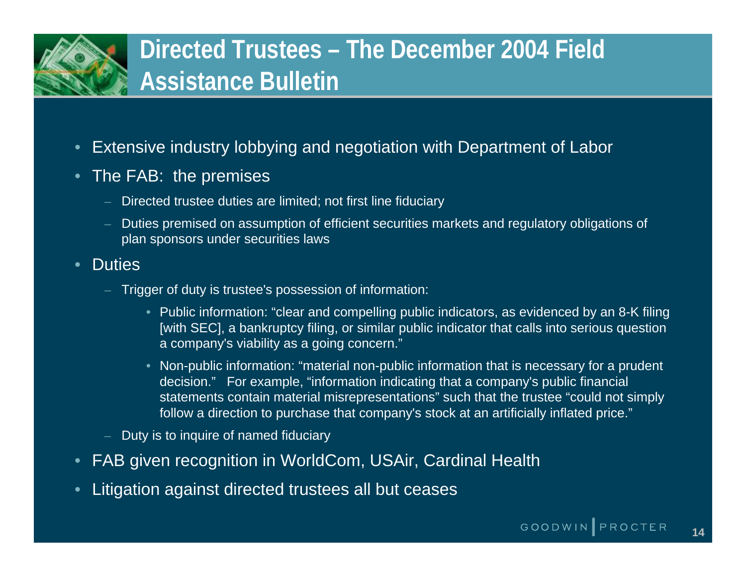# Directed Trustees – The December 2004 Field Assistance Bulletin

- Extensive industry lobbying and negotiation with Department of Labor
- The FAB: the premises
  - Directed trustee duties are limited; not first line fiduciary
  - Duties premised on assumption of efficient securities markets and regulatory obligations of plan sponsors under securities laws
- Duties
  - Trigger of duty is trustee's possession of information:
    - Public information: "clear and compelling public indicators, as evidenced by an 8-K filing [with SEC], a bankruptcy filing, or similar public indicator that calls into serious question a company's viability as a going concern."
    - Non-public information: "material non-public information that is necessary for a prudent decision." For example, "information indicating that a company's public financial statements contain material misrepresentations" such that the trustee "could not simply follow a direction to purchase that company's stock at an artificially inflated price."
  - Duty is to inquire of named fiduciary
- FAB given recognition in WorldCom, USAir, Cardinal Health
- Litigation against directed trustees all but ceases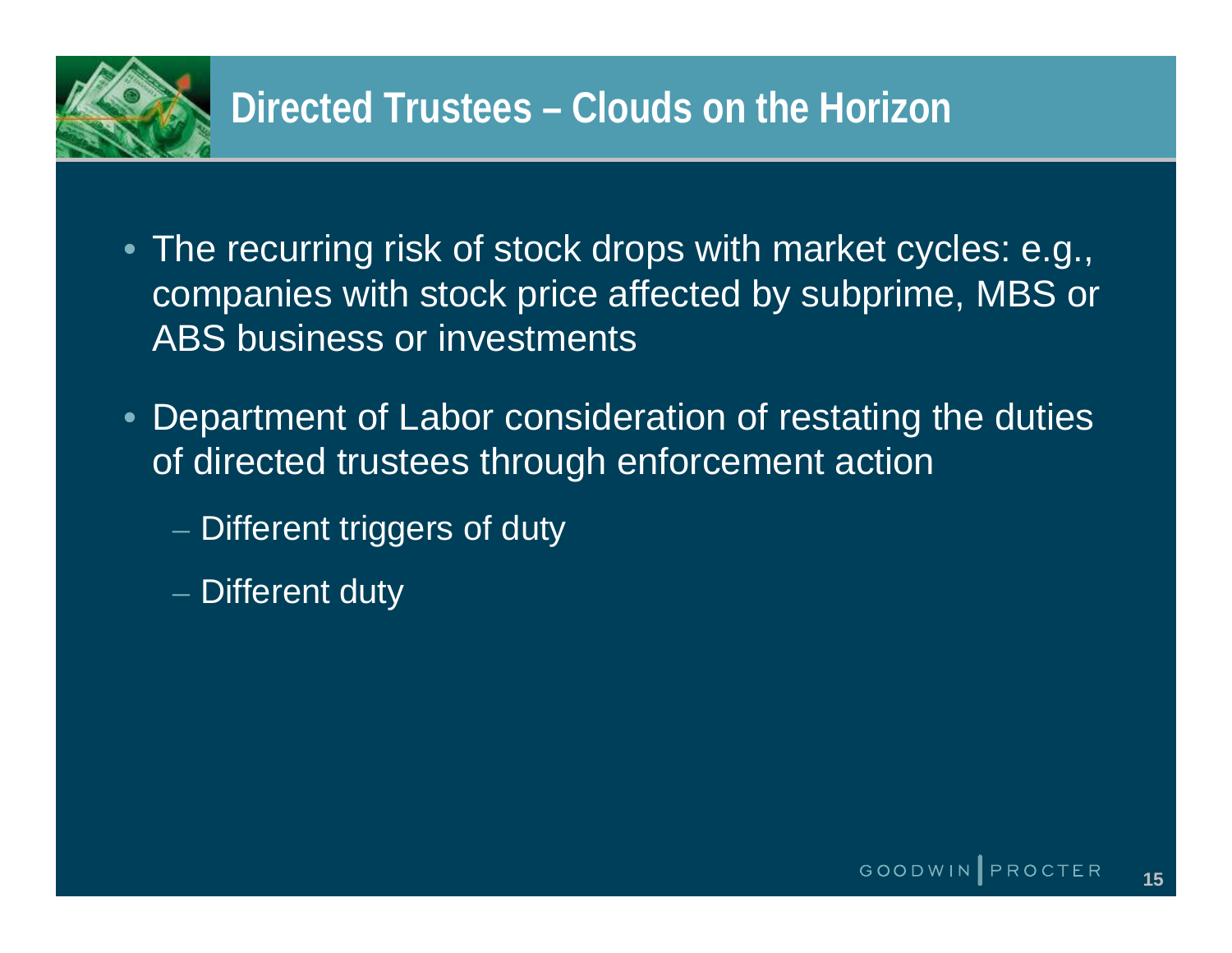# Directed Trustees – Clouds on the Horizon

- The recurring risk of stock drops with market cycles: e.g., companies with stock price affected by subprime, MBS or ABS business or investments
- Department of Labor consideration of restating the duties of directed trustees through enforcement action
  - Different triggers of duty
  - Different duty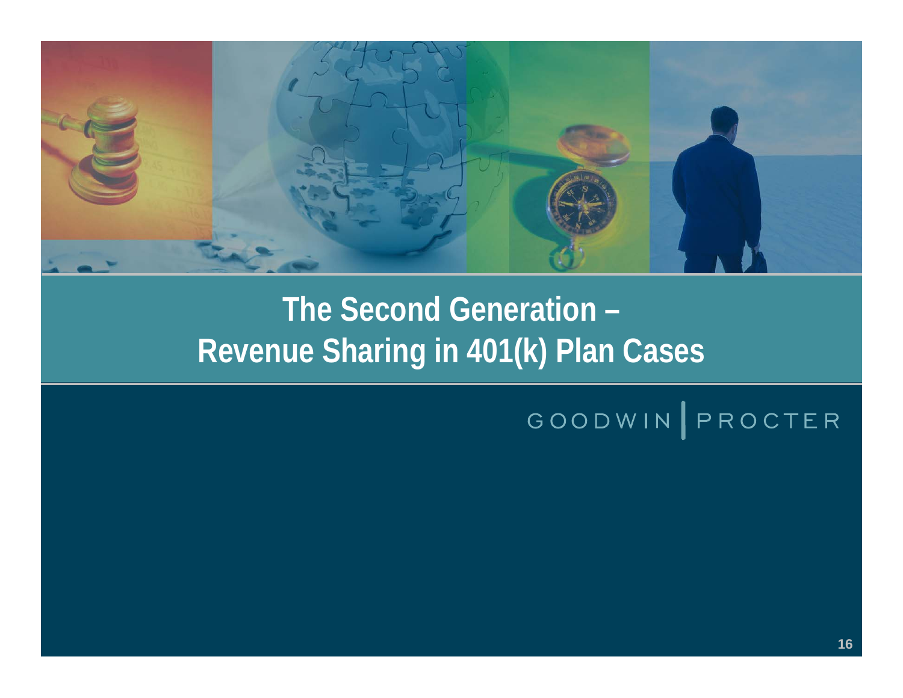# The Second Generation – Revenue Sharing in 401(k) Plan Cases

GOODWIN | PROCTER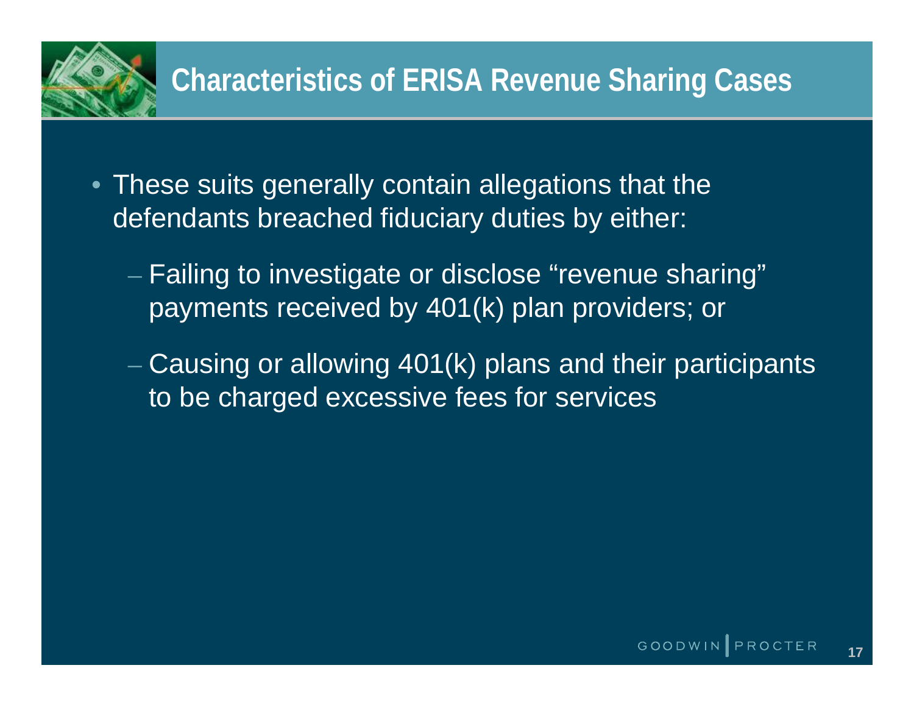# Characteristics of ERISA Revenue Sharing Cases

- These suits generally contain allegations that the defendants breached fiduciary duties by either:
  - Failing to investigate or disclose "revenue sharing" payments received by 401(k) plan providers; or
  - Causing or allowing 401(k) plans and their participants to be charged excessive fees for services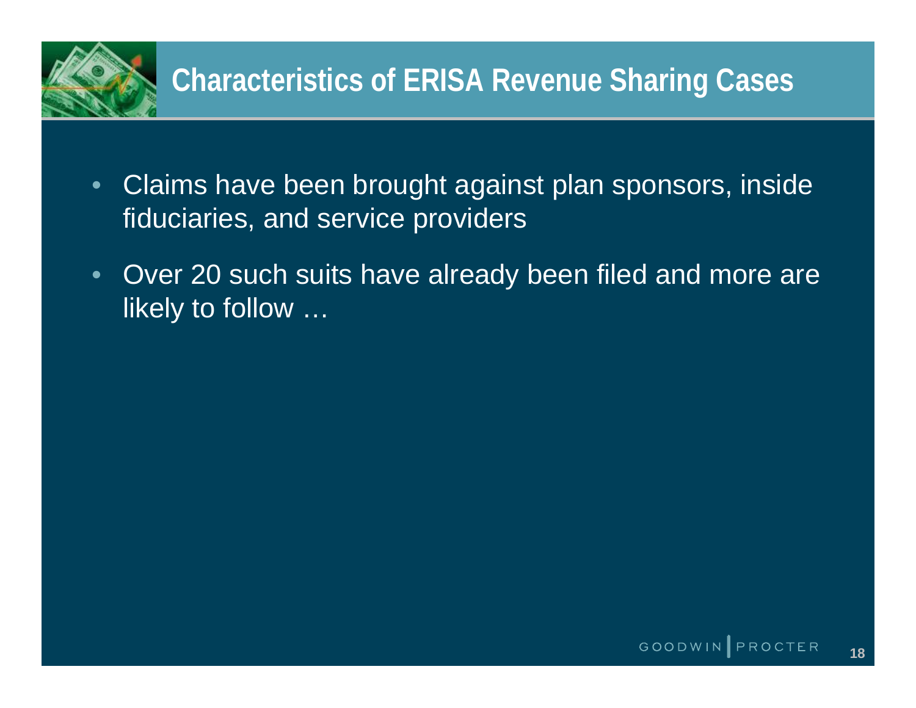# Characteristics of ERISA Revenue Sharing Cases

- Claims have been brought against plan sponsors, inside fiduciaries, and service providers
- Over 20 such suits have already been filed and more are likely to follow …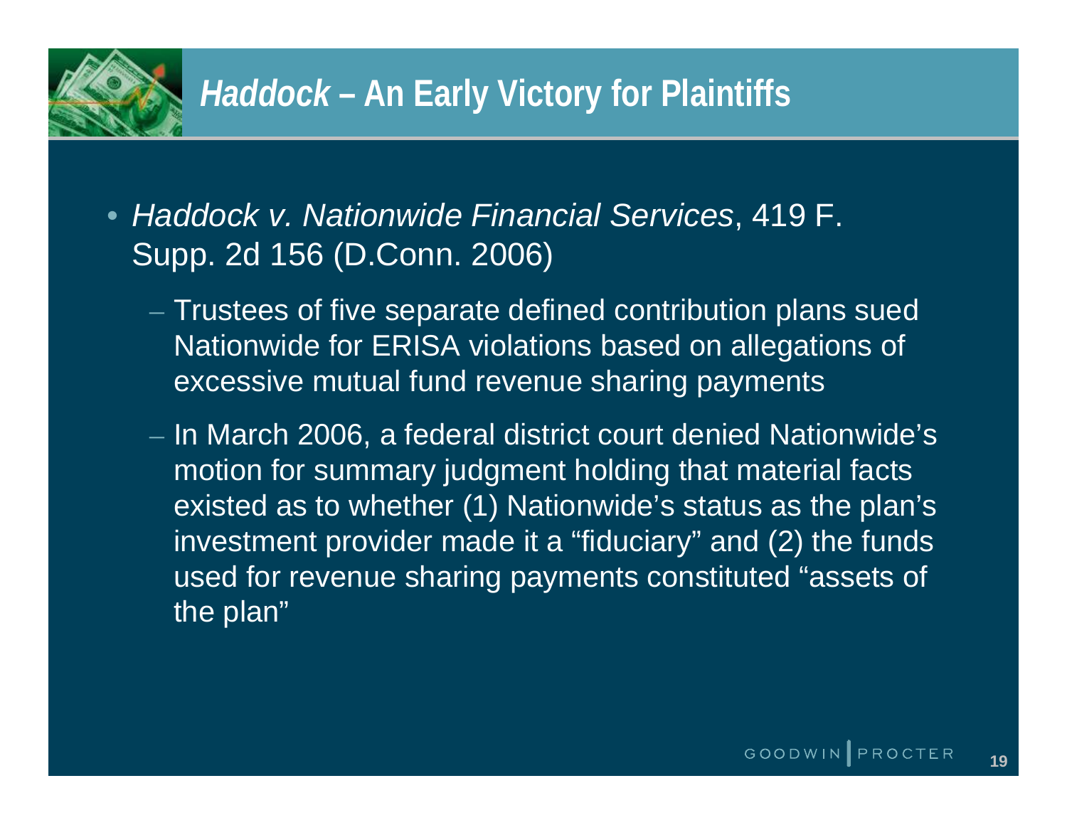# *Haddock* – An Early Victory for Plaintiffs

- *Haddock v. Nationwide Financial Services*, 419 F. Supp. 2d 156 (D.Conn. 2006)
  - Trustees of five separate defined contribution plans sued Nationwide for ERISA violations based on allegations of excessive mutual fund revenue sharing payments
  - In March 2006, a federal district court denied Nationwide's motion for summary judgment holding that material facts existed as to whether (1) Nationwide's status as the plan's investment provider made it a "fiduciary" and (2) the funds used for revenue sharing payments constituted "assets of the plan"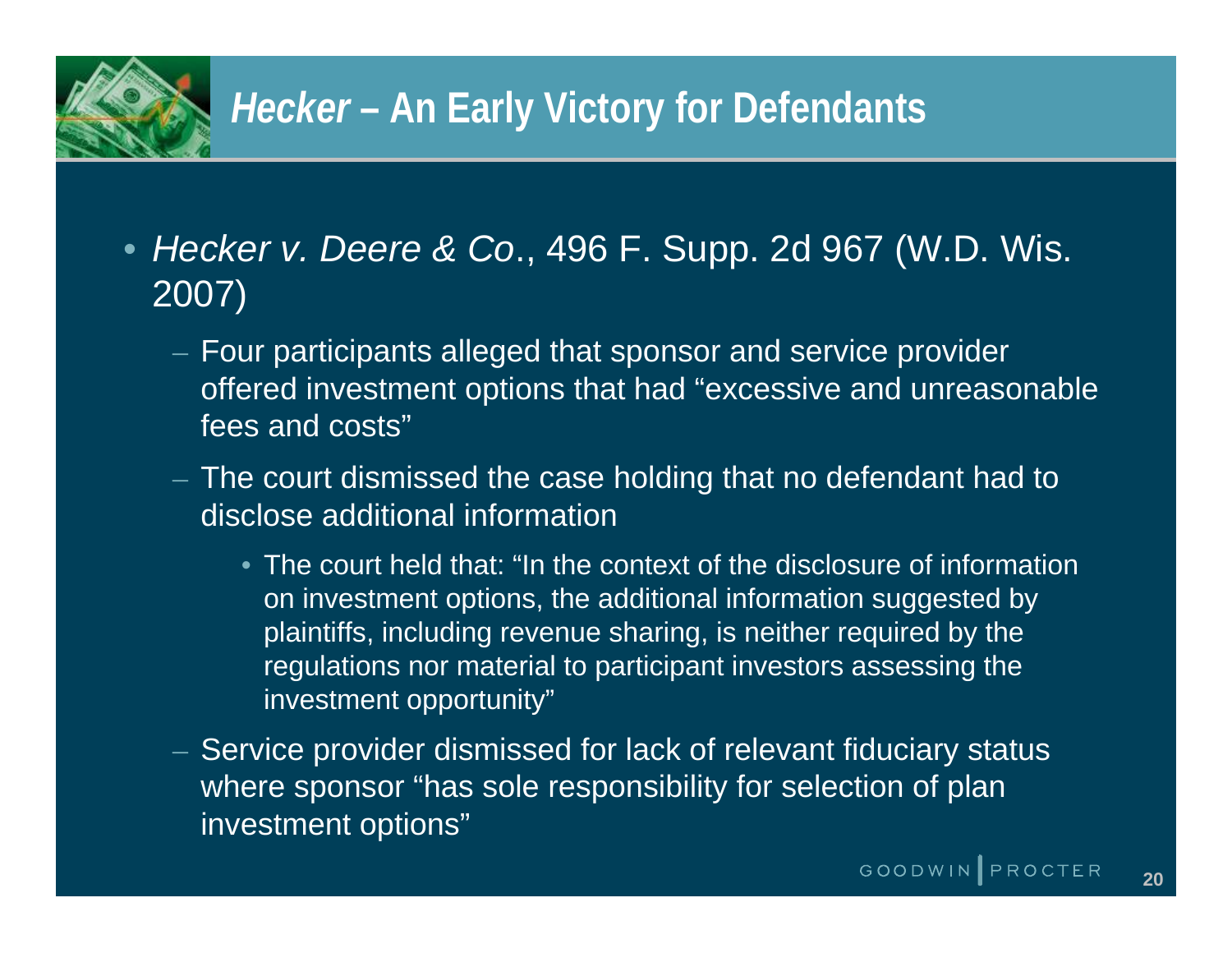# *Hecker* – An Early Victory for Defendants

- *Hecker v. Deere & Co*., 496 F. Supp. 2d 967 (W.D. Wis. 2007)
  - Four participants alleged that sponsor and service provider offered investment options that had "excessive and unreasonable fees and costs"
  - The court dismissed the case holding that no defendant had to disclose additional information
    - The court held that: "In the context of the disclosure of information on investment options, the additional information suggested by plaintiffs, including revenue sharing, is neither required by the regulations nor material to participant investors assessing the investment opportunity"
  - Service provider dismissed for lack of relevant fiduciary status where sponsor "has sole responsibility for selection of plan investment options"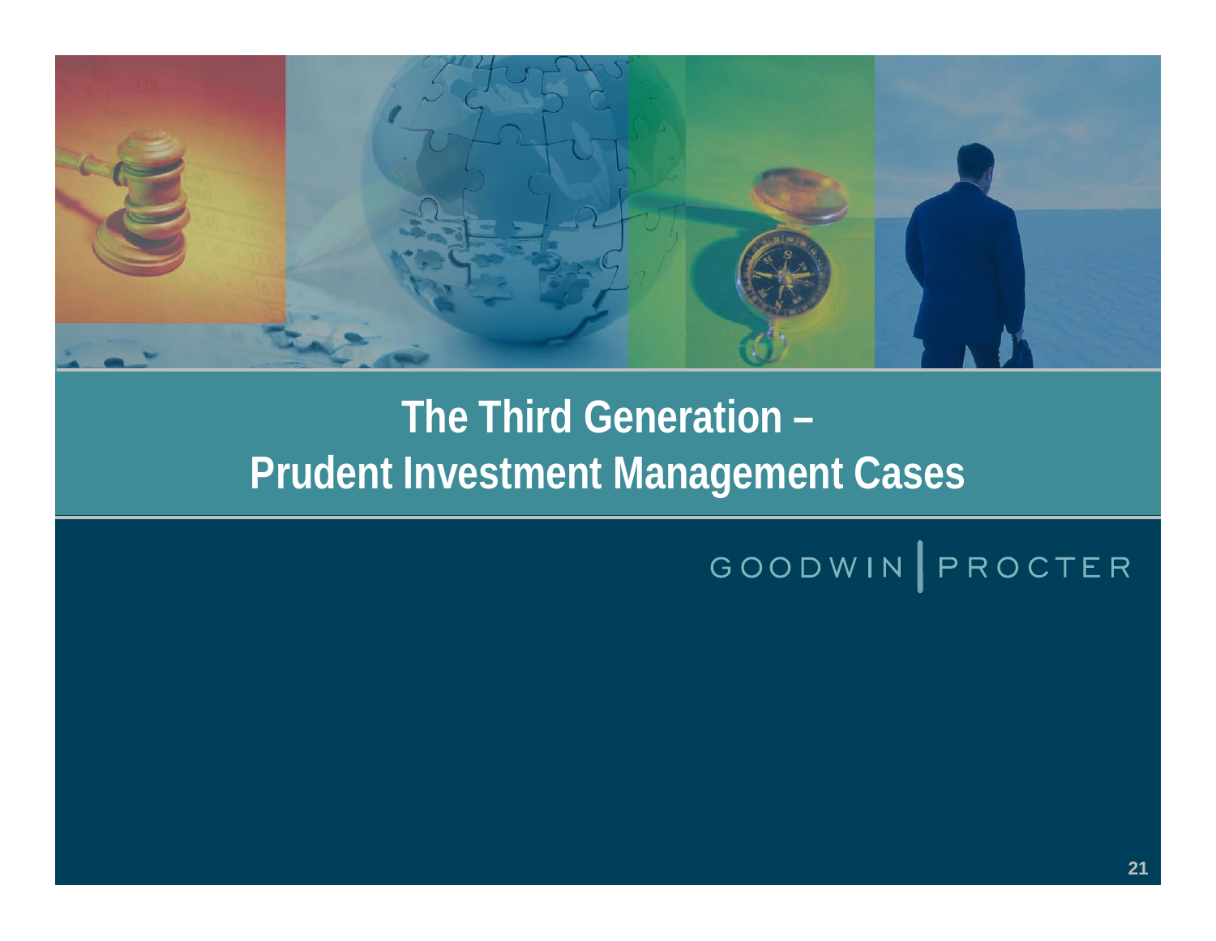# The Third Generation – Prudent Investment Management Cases

GOODWIN | PROCTER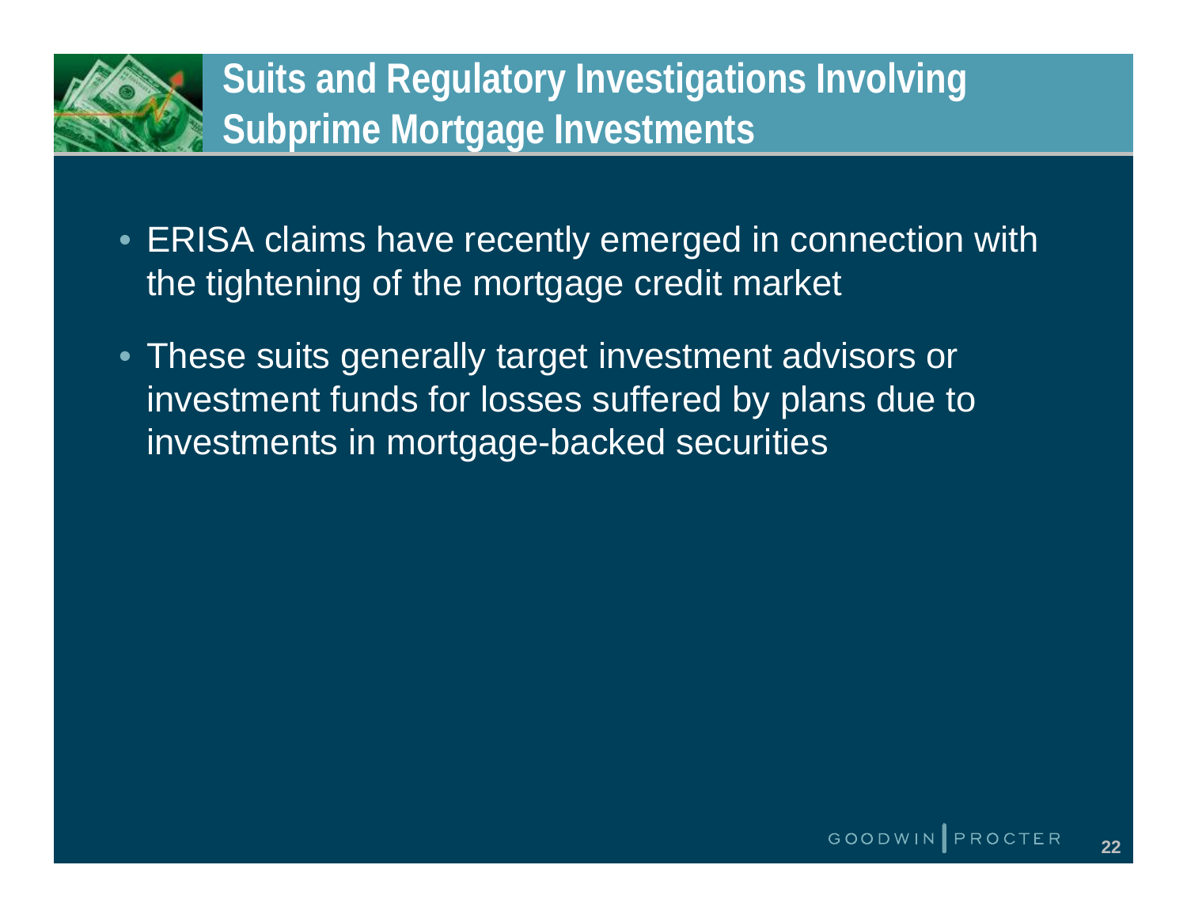# Suits and Regulatory Investigations Involving Subprime Mortgage Investments

- ERISA claims have recently emerged in connection with the tightening of the mortgage credit market
- These suits generally target investment advisors or investment funds for losses suffered by plans due to investments in mortgage-backed securities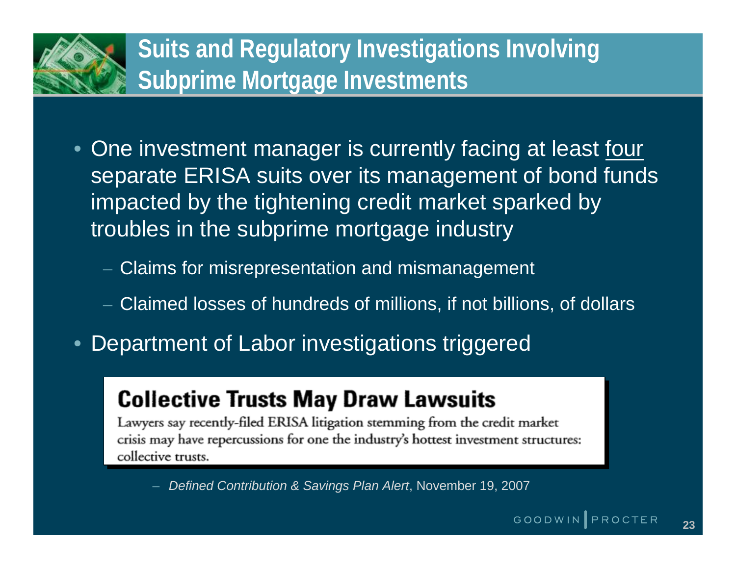# Suits and Regulatory Investigations Involving Subprime Mortgage Investments

- One investment manager is currently facing at least four separate ERISA suits over its management of bond funds impacted by the tightening credit market sparked by troubles in the subprime mortgage industry
  - Claims for misrepresentation and mismanagement
  - Claimed losses of hundreds of millions, if not billions, of dollars
- Department of Labor investigations triggered

> **Collective Trusts May Draw Lawsuits**
>
> Lawyers say recently-filed ERISA litigation stemming from the credit market crisis may have repercussions for one the industry's hottest investment structures: collective trusts.

– *Defined Contribution & Savings Plan Alert*, November 19, 2007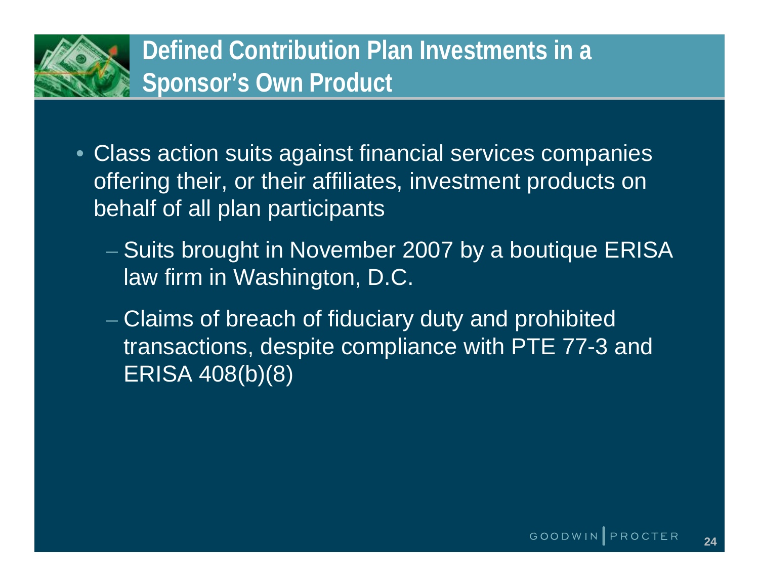# Defined Contribution Plan Investments in a Sponsor's Own Product

- Class action suits against financial services companies offering their, or their affiliates, investment products on behalf of all plan participants
  - Suits brought in November 2007 by a boutique ERISA law firm in Washington, D.C.
  - Claims of breach of fiduciary duty and prohibited transactions, despite compliance with PTE 77-3 and ERISA 408(b)(8)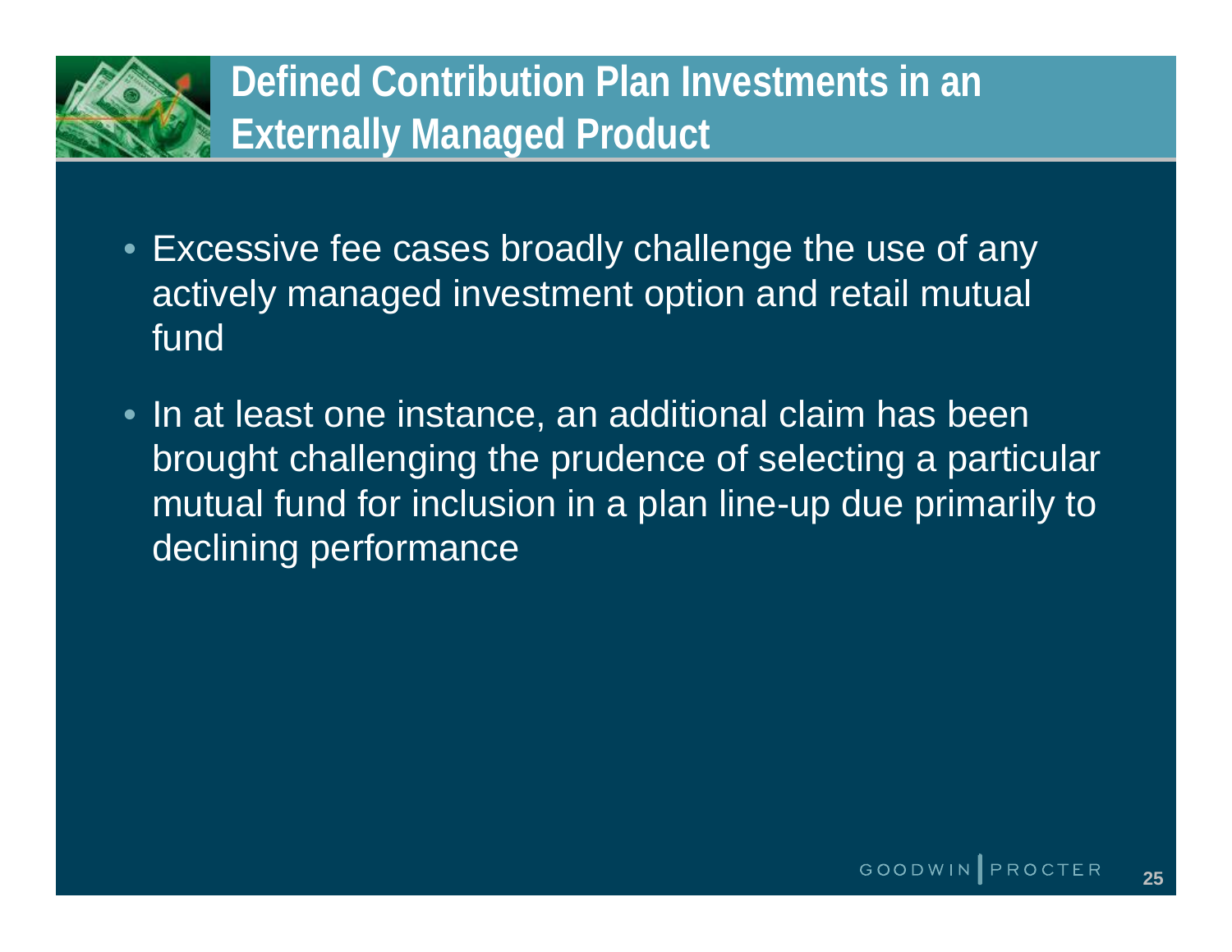# Defined Contribution Plan Investments in an Externally Managed Product

- Excessive fee cases broadly challenge the use of any actively managed investment option and retail mutual fund
- In at least one instance, an additional claim has been brought challenging the prudence of selecting a particular mutual fund for inclusion in a plan line-up due primarily to declining performance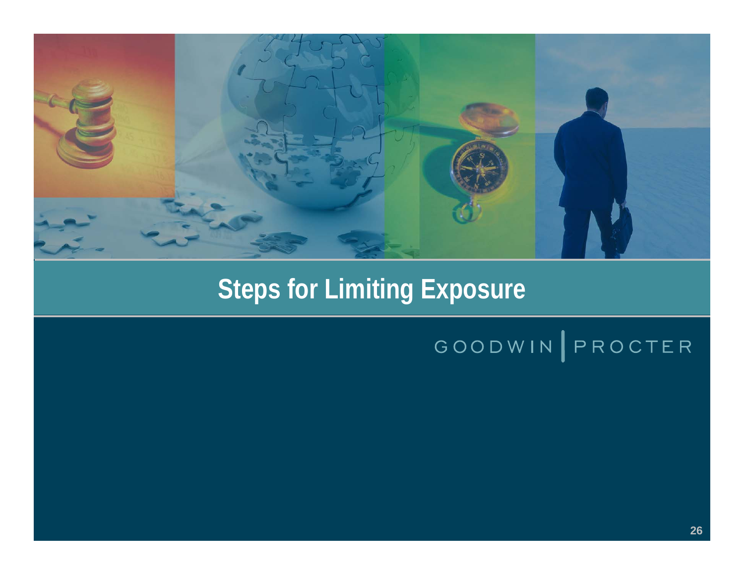# Steps for Limiting Exposure

GOODWIN | PROCTER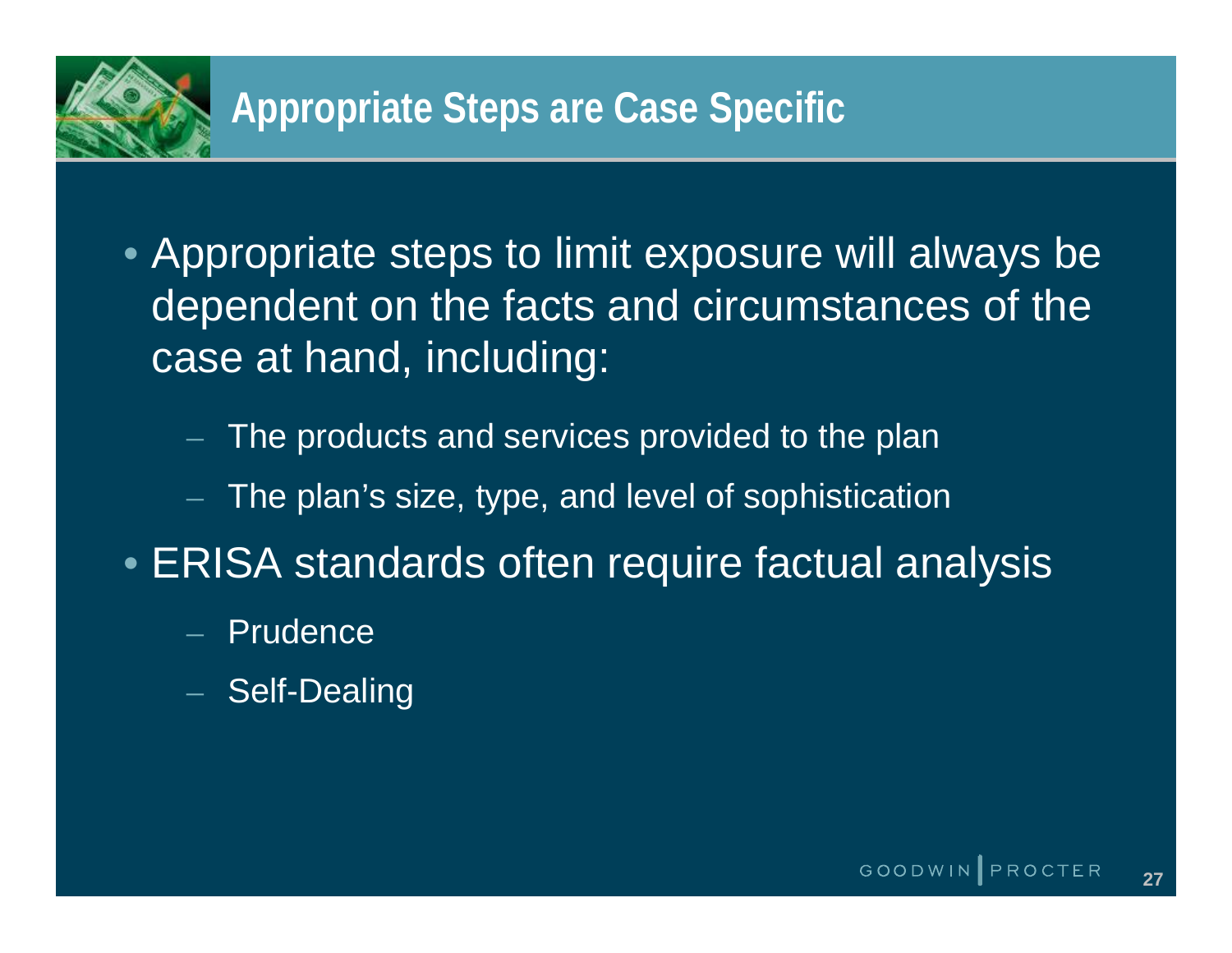# Appropriate Steps are Case Specific

- Appropriate steps to limit exposure will always be dependent on the facts and circumstances of the case at hand, including:
  - The products and services provided to the plan
  - The plan's size, type, and level of sophistication
- ERISA standards often require factual analysis
  - Prudence
  - Self-Dealing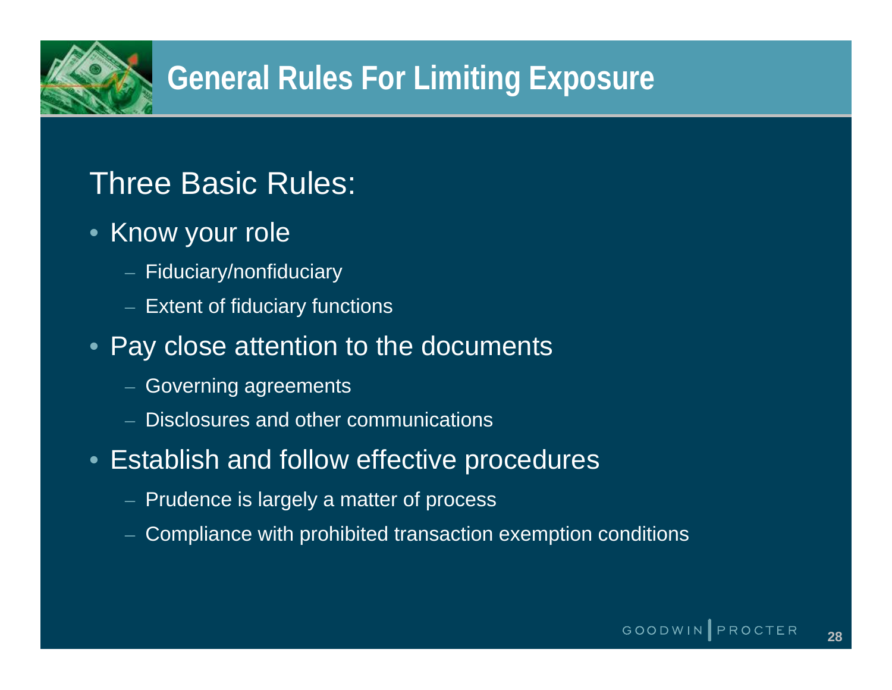# General Rules For Limiting Exposure

## Three Basic Rules:

- Know your role
  - Fiduciary/nonfiduciary
  - Extent of fiduciary functions
- Pay close attention to the documents
  - Governing agreements
  - Disclosures and other communications
- Establish and follow effective procedures
  - Prudence is largely a matter of process
  - Compliance with prohibited transaction exemption conditions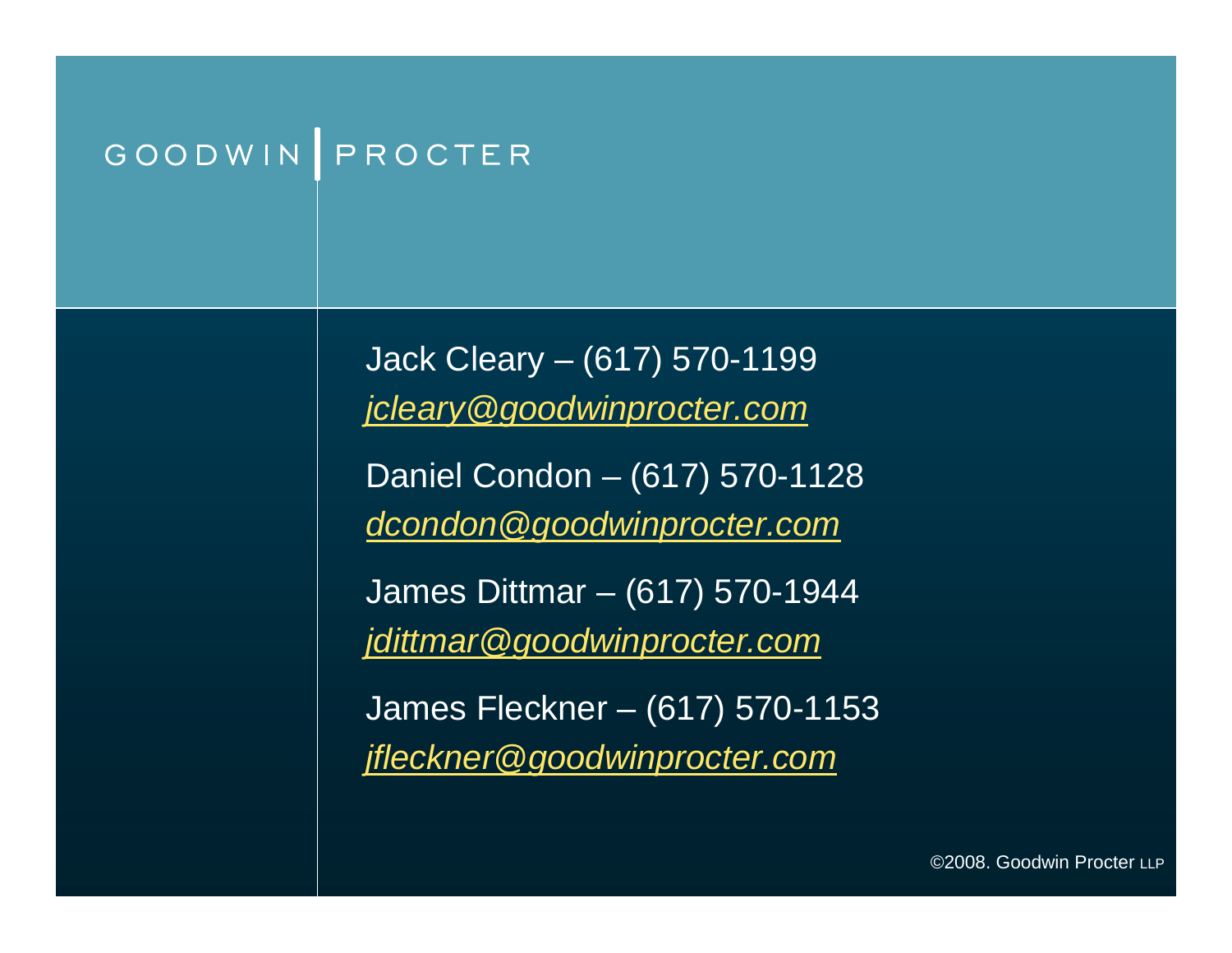GOODWIN | PROCTER

Jack Cleary – (617) 570-1199

*jcleary@goodwinprocter.com*

Daniel Condon – (617) 570-1128

*dcondon@goodwinprocter.com*

James Dittmar – (617) 570-1944

*jdittmar@goodwinprocter.com*

James Fleckner – (617) 570-1153

*jfleckner@goodwinprocter.com*

©2008. Goodwin Procter LLP